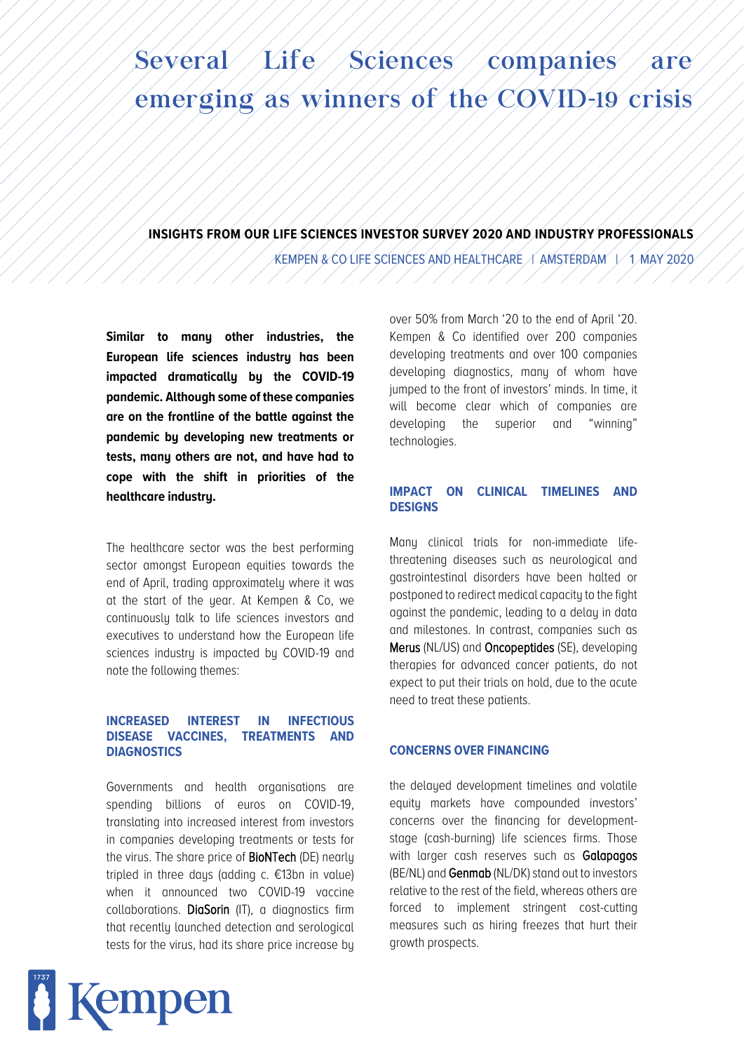# Several Life Sciences companies are emerging as winners of the COVID-19 crisis

**INSIGHTS FROM OUR LIFE SCIENCES INVESTOR SURVEY 2020 AND INDUSTRY PROFESSIONALS**

KEMPEN & CO LIFE SCIENCES AND HEALTHCARE | AMSTERDAM | 1 MAY 2020

**Similar to many other industries, the European life sciences industry has been impacted dramatically by the COVID-19 pandemic. Although some of these companies are on the frontline of the battle against the pandemic by developing new treatments or tests, many others are not, and have had to cope with the shift in priorities of the healthcare industry.**

The healthcare sector was the best performing sector amongst European equities towards the end of April, trading approximately where it was at the start of the year. At Kempen & Co, we continuously talk to life sciences investors and executives to understand how the European life sciences industry is impacted by COVID-19 and note the following themes:

## INCREASED INTEREST IN INFECTIOUS DISEASE VACCINES, TREATMENTS AND DIAGNOSTICS

Governments and health organisations are spending billions of euros on COVID-19, translating into increased interest from investors in companies developing treatments or tests for the virus. The share price of BioNTech (DE) nearly tripled in three days (adding c. €13bn in value) when it announced two COVID-19 vaccine collaborations. DiaSorin (IT), a diagnostics firm that recently launched detection and serological tests for the virus, had its share price increase by over 50% from March '20 to the end of April '20. Kempen & Co identified over 200 companies developing treatments and over 100 companies developing diagnostics, many of whom have jumped to the front of investors' minds. In time, it will become clear which of companies are developing the superior and "winning" technologies.

## IMPACT ON CLINICAL TIMELINES AND DESIGNS

Many clinical trials for non-immediate life-threatening diseases such as neurological and gastrointestinal disorders have been halted or postponed to redirect medical capacity to the fight against the pandemic, leading to a delay in data and milestones. In contrast, companies such as Merus (NL/US) and Oncopeptides (SE), developing therapies for advanced cancer patients, do not expect to put their trials on hold, due to the acute need to treat these patients.

## CONCERNS OVER FINANCING

the delayed development timelines and volatile equity markets have compounded investors' concerns over the financing for development-stage (cash-burning) life sciences firms. Those with larger cash reserves such as Galapagos (BE/NL) and Genmab (NL/DK) stand out to investors relative to the rest of the field, whereas others are forced to implement stringent cost-cutting measures such as hiring freezes that hurt their growth prospects.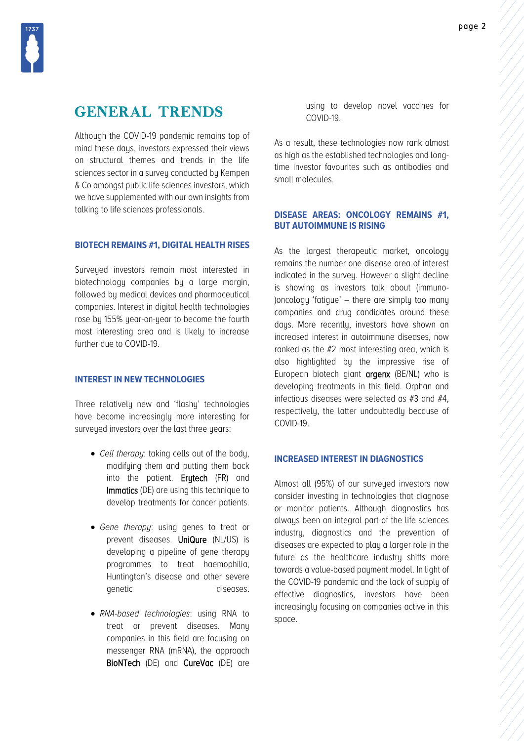# GENERAL TRENDS

Although the COVID-19 pandemic remains top of mind these days, investors expressed their views on structural themes and trends in the life sciences sector in a survey conducted by Kempen & Co amongst public life sciences investors, which we have supplemented with our own insights from talking to life sciences professionals.

### BIOTECH REMAINS #1, DIGITAL HEALTH RISES

Surveyed investors remain most interested in biotechnology companies by a large margin, followed by medical devices and pharmaceutical companies. Interest in digital health technologies rose by 155% year-on-year to become the fourth most interesting area and is likely to increase further due to COVID-19.

### INTEREST IN NEW TECHNOLOGIES

Three relatively new and 'flashy' technologies have become increasingly more interesting for surveyed investors over the last three years:

- *Cell therapy*: taking cells out of the body, modifying them and putting them back into the patient. Erytech (FR) and Immatics (DE) are using this technique to develop treatments for cancer patients.
- *Gene therapy*: using genes to treat or prevent diseases. UniQure (NL/US) is developing a pipeline of gene therapy programmes to treat haemophilia, Huntington's disease and other severe genetic diseases.
- *RNA-based technologies*: using RNA to treat or prevent diseases. Many companies in this field are focusing on messenger RNA (mRNA), the approach BioNTech (DE) and CureVac (DE) are using to develop novel vaccines for COVID-19.

As a result, these technologies now rank almost as high as the established technologies and long-time investor favourites such as antibodies and small molecules.

### DISEASE AREAS: ONCOLOGY REMAINS #1, BUT AUTOIMMUNE IS RISING

As the largest therapeutic market, oncology remains the number one disease area of interest indicated in the survey. However a slight decline is showing as investors talk about (immuno-)oncology 'fatigue' – there are simply too many companies and drug candidates around these days. More recently, investors have shown an increased interest in autoimmune diseases, now ranked as the #2 most interesting area, which is also highlighted by the impressive rise of European biotech giant argenx (BE/NL) who is developing treatments in this field. Orphan and infectious diseases were selected as #3 and #4, respectively, the latter undoubtedly because of COVID-19.

### INCREASED INTEREST IN DIAGNOSTICS

Almost all (95%) of our surveyed investors now consider investing in technologies that diagnose or monitor patients. Although diagnostics has always been an integral part of the life sciences industry, diagnostics and the prevention of diseases are expected to play a larger role in the future as the healthcare industry shifts more towards a value-based payment model. In light of the COVID-19 pandemic and the lack of supply of effective diagnostics, investors have been increasingly focusing on companies active in this space.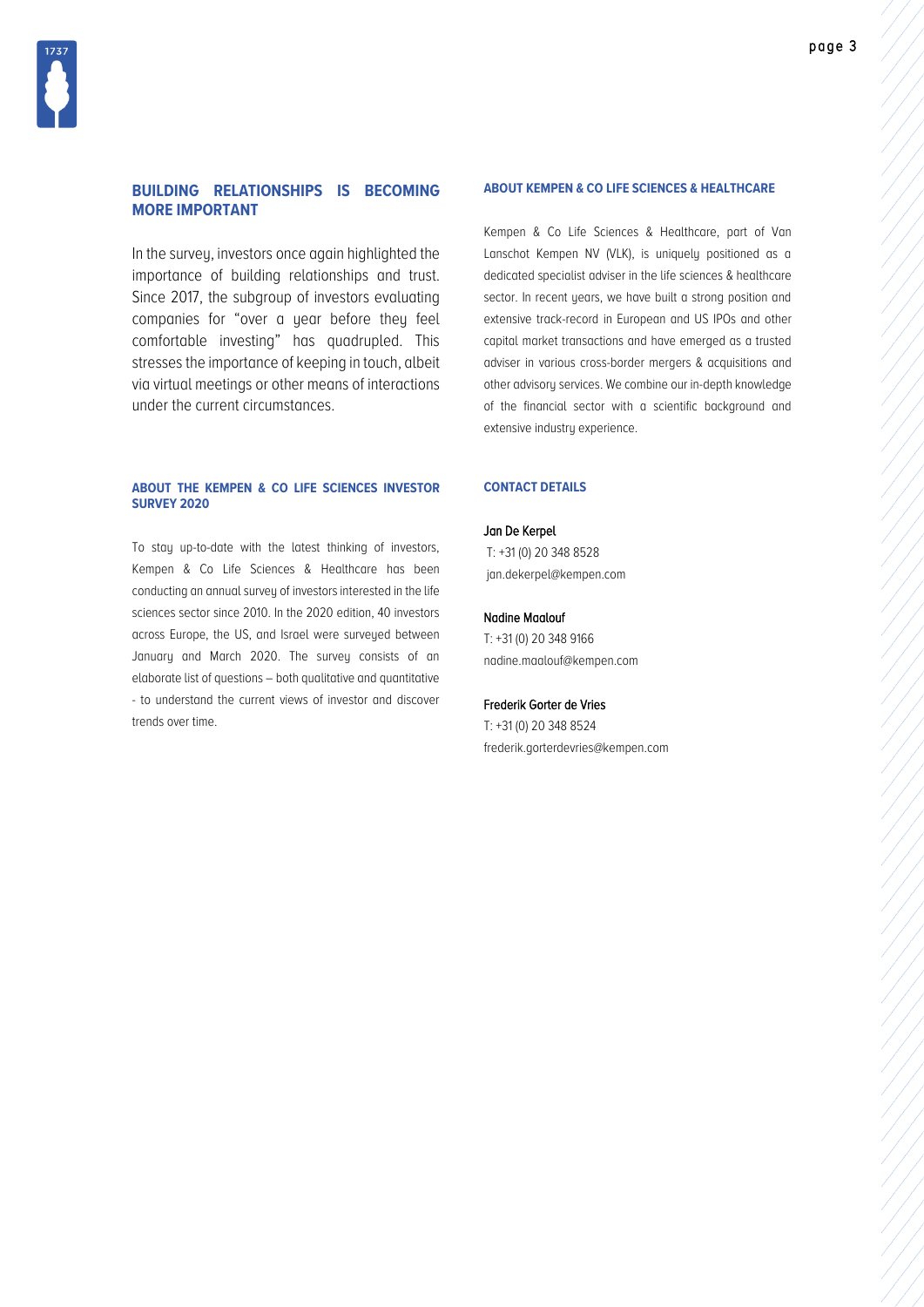## BUILDING RELATIONSHIPS IS BECOMING MORE IMPORTANT

In the survey, investors once again highlighted the importance of building relationships and trust. Since 2017, the subgroup of investors evaluating companies for "over a year before they feel comfortable investing" has quadrupled. This stresses the importance of keeping in touch, albeit via virtual meetings or other means of interactions under the current circumstances.

## ABOUT THE KEMPEN & CO LIFE SCIENCES INVESTOR SURVEY 2020

To stay up-to-date with the latest thinking of investors, Kempen & Co Life Sciences & Healthcare has been conducting an annual survey of investors interested in the life sciences sector since 2010. In the 2020 edition, 40 investors across Europe, the US, and Israel were surveyed between January and March 2020. The survey consists of an elaborate list of questions – both qualitative and quantitative - to understand the current views of investor and discover trends over time.

## ABOUT KEMPEN & CO LIFE SCIENCES & HEALTHCARE

Kempen & Co Life Sciences & Healthcare, part of Van Lanschot Kempen NV (VLK), is uniquely positioned as a dedicated specialist adviser in the life sciences & healthcare sector. In recent years, we have built a strong position and extensive track-record in European and US IPOs and other capital market transactions and have emerged as a trusted adviser in various cross-border mergers & acquisitions and other advisory services. We combine our in-depth knowledge of the financial sector with a scientific background and extensive industry experience.

## CONTACT DETAILS

**Jan De Kerpel**
T: +31 (0) 20 348 8528
jan.dekerpel@kempen.com

**Nadine Maalouf**
T: +31 (0) 20 348 9166
nadine.maalouf@kempen.com

**Frederik Gorter de Vries**
T: +31 (0) 20 348 8524
frederik.gorterdevries@kempen.com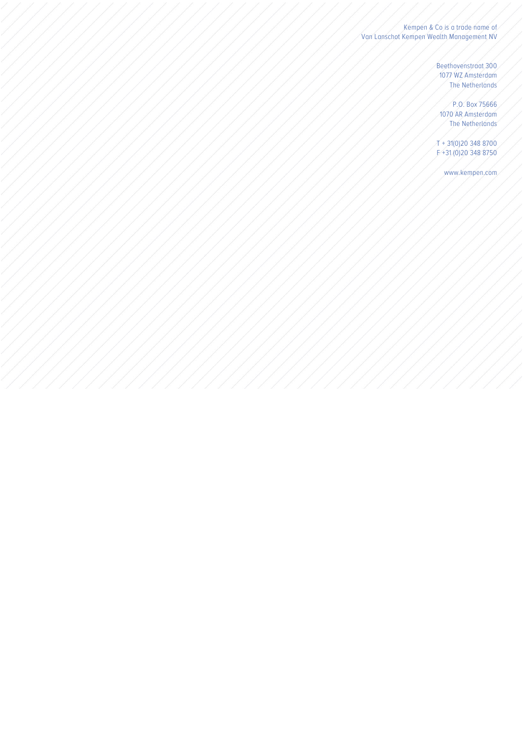Kempen & Co is a trade name of
Van Lanschot Kempen Wealth Management NV

Beethovenstraat 300
1077 WZ Amsterdam
The Netherlands

P.O. Box 75666
1070 AR Amsterdam
The Netherlands

T + 31(0)20 348 8700
F +31 (0)20 348 8750

www.kempen.com